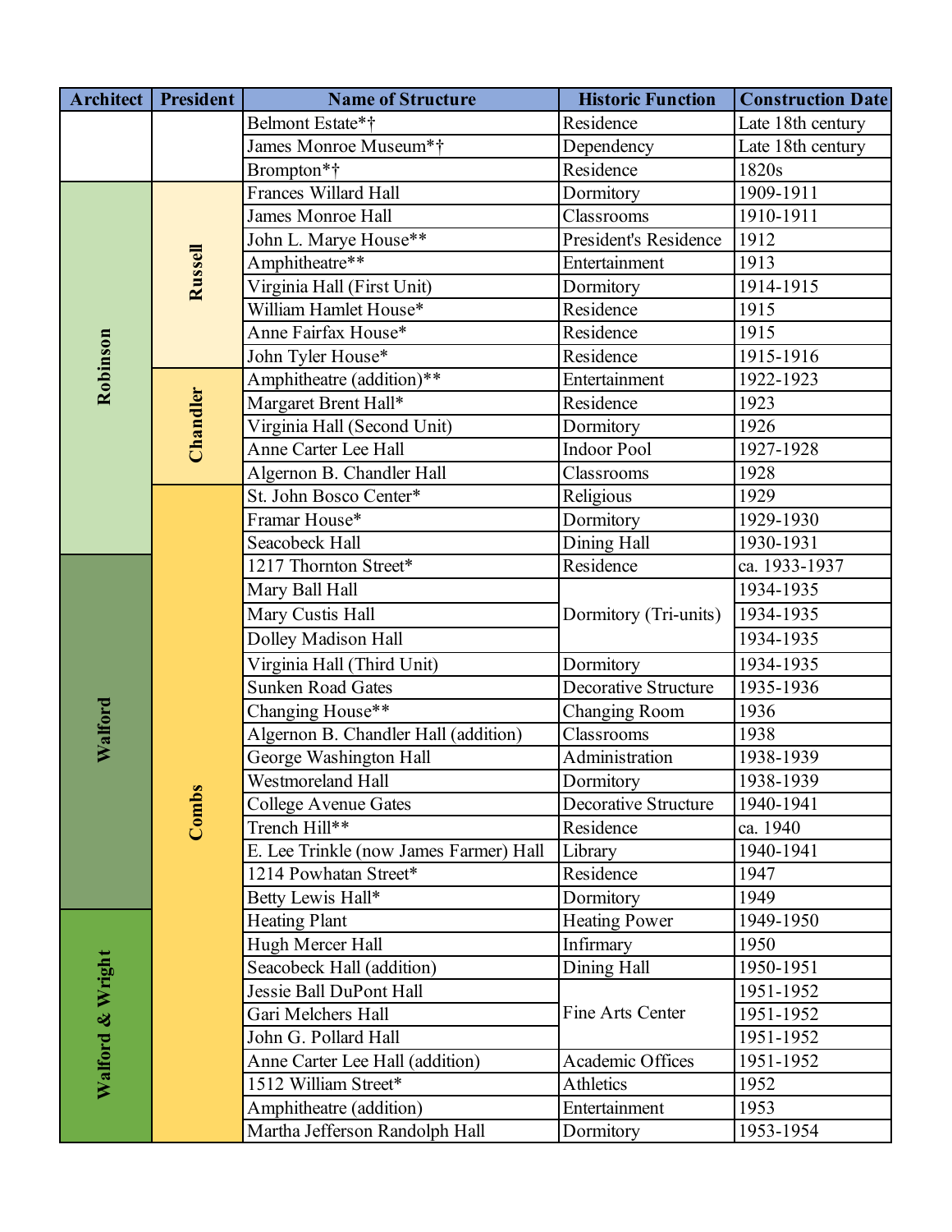| Architect | President | Name of Structure | Historic Function | Construction Date |
|---|---|---|---|---|
| | | Belmont Estate*† | Residence | Late 18th century |
| | | James Monroe Museum*† | Dependency | Late 18th century |
| | | Brompton*† | Residence | 1820s |
| Robinson | Russell | Frances Willard Hall | Dormitory | 1909-1911 |
| Robinson | Russell | James Monroe Hall | Classrooms | 1910-1911 |
| Robinson | Russell | John L. Marye House** | President's Residence | 1912 |
| Robinson | Russell | Amphitheatre** | Entertainment | 1913 |
| Robinson | Russell | Virginia Hall (First Unit) | Dormitory | 1914-1915 |
| Robinson | Russell | William Hamlet House* | Residence | 1915 |
| Robinson | Russell | Anne Fairfax House* | Residence | 1915 |
| Robinson | Russell | John Tyler House* | Residence | 1915-1916 |
| Robinson | Chandler | Amphitheatre (addition)** | Entertainment | 1922-1923 |
| Robinson | Chandler | Margaret Brent Hall* | Residence | 1923 |
| Robinson | Chandler | Virginia Hall (Second Unit) | Dormitory | 1926 |
| Robinson | Chandler | Anne Carter Lee Hall | Indoor Pool | 1927-1928 |
| Robinson | Chandler | Algernon B. Chandler Hall | Classrooms | 1928 |
| Robinson | Combs | St. John Bosco Center* | Religious | 1929 |
| Robinson | Combs | Framar House* | Dormitory | 1929-1930 |
| Robinson | Combs | Seacobeck Hall | Dining Hall | 1930-1931 |
| Walford | Combs | 1217 Thornton Street* | Residence | ca. 1933-1937 |
| Walford | Combs | Mary Ball Hall | Dormitory (Tri-units) | 1934-1935 |
| Walford | Combs | Mary Custis Hall | Dormitory (Tri-units) | 1934-1935 |
| Walford | Combs | Dolley Madison Hall | Dormitory (Tri-units) | 1934-1935 |
| Walford | Combs | Virginia Hall (Third Unit) | Dormitory | 1934-1935 |
| Walford | Combs | Sunken Road Gates | Decorative Structure | 1935-1936 |
| Walford | Combs | Changing House** | Changing Room | 1936 |
| Walford | Combs | Algernon B. Chandler Hall (addition) | Classrooms | 1938 |
| Walford | Combs | George Washington Hall | Administration | 1938-1939 |
| Walford | Combs | Westmoreland Hall | Dormitory | 1938-1939 |
| Walford | Combs | College Avenue Gates | Decorative Structure | 1940-1941 |
| Walford | Combs | Trench Hill** | Residence | ca. 1940 |
| Walford | Combs | E. Lee Trinkle (now James Farmer) Hall | Library | 1940-1941 |
| Walford | Combs | 1214 Powhatan Street* | Residence | 1947 |
| Walford | Combs | Betty Lewis Hall* | Dormitory | 1949 |
| Walford & Wright | Combs | Heating Plant | Heating Power | 1949-1950 |
| Walford & Wright | Combs | Hugh Mercer Hall | Infirmary | 1950 |
| Walford & Wright | Combs | Seacobeck Hall (addition) | Dining Hall | 1950-1951 |
| Walford & Wright | Combs | Jessie Ball DuPont Hall | Fine Arts Center | 1951-1952 |
| Walford & Wright | Combs | Gari Melchers Hall | Fine Arts Center | 1951-1952 |
| Walford & Wright | Combs | John G. Pollard Hall | Fine Arts Center | 1951-1952 |
| Walford & Wright | Combs | Anne Carter Lee Hall (addition) | Academic Offices | 1951-1952 |
| Walford & Wright | Combs | 1512 William Street* | Athletics | 1952 |
| Walford & Wright | Combs | Amphitheatre (addition) | Entertainment | 1953 |
| Walford & Wright | Combs | Martha Jefferson Randolph Hall | Dormitory | 1953-1954 |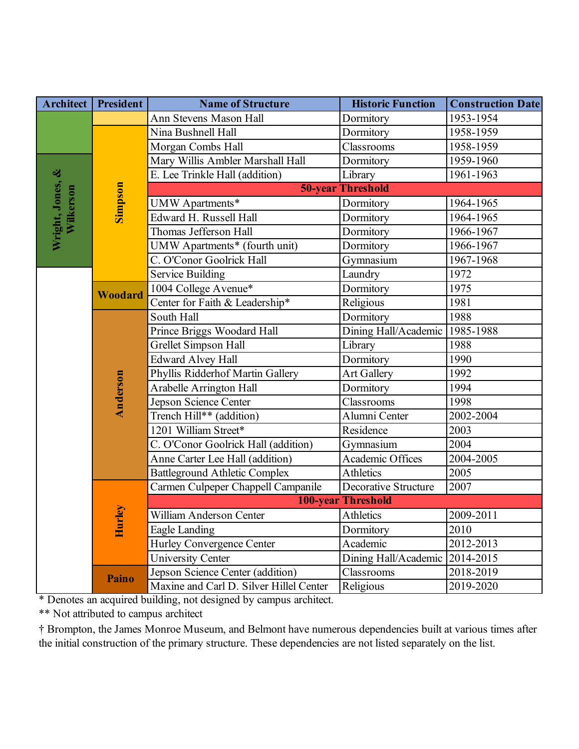| Architect | President | Name of Structure | Historic Function | Construction Date |
|---|---|---|---|---|
| | | Ann Stevens Mason Hall | Dormitory | 1953-1954 |
| | Simpson | Nina Bushnell Hall | Dormitory | 1958-1959 |
| | Simpson | Morgan Combs Hall | Classrooms | 1958-1959 |
| Wright, Jones, & Wilkerson | Simpson | Mary Willis Ambler Marshall Hall | Dormitory | 1959-1960 |
| Wright, Jones, & Wilkerson | Simpson | E. Lee Trinkle Hall (addition) | Library | 1961-1963 |
| | | **50-year Threshold** | | |
| Wright, Jones, & Wilkerson | Simpson | UMW Apartments* | Dormitory | 1964-1965 |
| Wright, Jones, & Wilkerson | Simpson | Edward H. Russell Hall | Dormitory | 1964-1965 |
| Wright, Jones, & Wilkerson | Simpson | Thomas Jefferson Hall | Dormitory | 1966-1967 |
| Wright, Jones, & Wilkerson | Simpson | UMW Apartments* (fourth unit) | Dormitory | 1966-1967 |
| Wright, Jones, & Wilkerson | Simpson | C. O'Conor Goolrick Hall | Gymnasium | 1967-1968 |
| | Simpson | Service Building | Laundry | 1972 |
| | Woodard | 1004 College Avenue* | Dormitory | 1975 |
| | Woodard | Center for Faith & Leadership* | Religious | 1981 |
| | Anderson | South Hall | Dormitory | 1988 |
| | Anderson | Prince Briggs Woodard Hall | Dining Hall/Academic | 1985-1988 |
| | Anderson | Grellet Simpson Hall | Library | 1988 |
| | Anderson | Edward Alvey Hall | Dormitory | 1990 |
| | Anderson | Phyllis Ridderhof Martin Gallery | Art Gallery | 1992 |
| | Anderson | Arabelle Arrington Hall | Dormitory | 1994 |
| | Anderson | Jepson Science Center | Classrooms | 1998 |
| | Anderson | Trench Hill** (addition) | Alumni Center | 2002-2004 |
| | Anderson | 1201 William Street* | Residence | 2003 |
| | Anderson | C. O'Conor Goolrick Hall (addition) | Gymnasium | 2004 |
| | Anderson | Anne Carter Lee Hall (addition) | Academic Offices | 2004-2005 |
| | Anderson | Battleground Athletic Complex | Athletics | 2005 |
| | Hurley | Carmen Culpeper Chappell Campanile | Decorative Structure | 2007 |
| | | **100-year Threshold** | | |
| | Hurley | William Anderson Center | Athletics | 2009-2011 |
| | Hurley | Eagle Landing | Dormitory | 2010 |
| | Hurley | Hurley Convergence Center | Academic | 2012-2013 |
| | Hurley | University Center | Dining Hall/Academic | 2014-2015 |
| | Paino | Jepson Science Center (addition) | Classrooms | 2018-2019 |
| | Paino | Maxine and Carl D. Silver Hillel Center | Religious | 2019-2020 |

* Denotes an acquired building, not designed by campus architect.

** Not attributed to campus architect

† Brompton, the James Monroe Museum, and Belmont have numerous dependencies built at various times after the initial construction of the primary structure. These dependencies are not listed separately on the list.